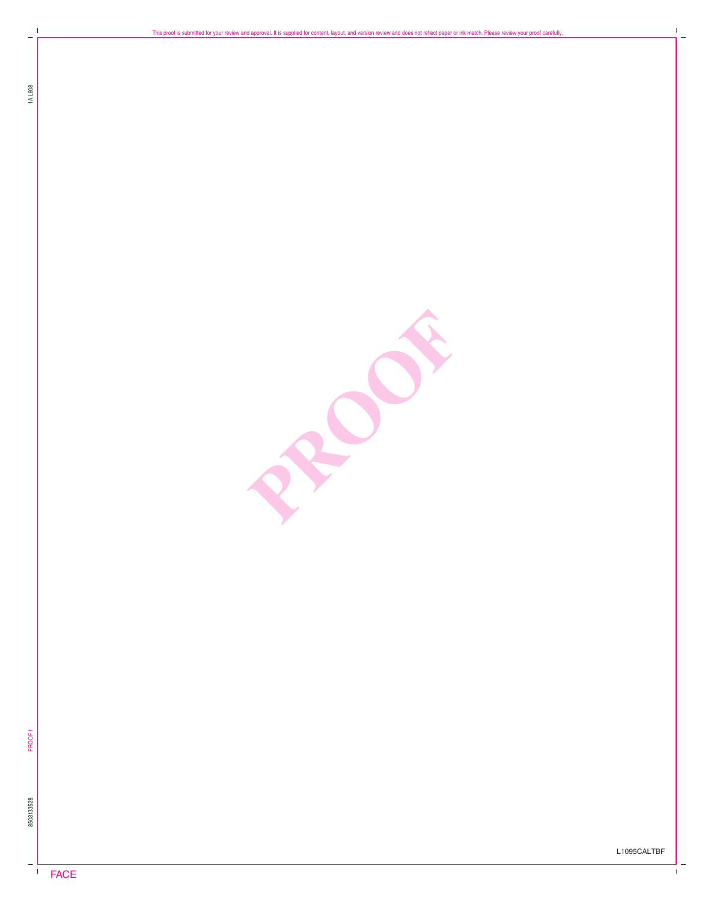This proof is submitted for your review and approval. It is supplied for content, layout, and version review and does not reflect paper or ink match. Please review your proof carefully.

PROOF

L1095CALTBF

FACE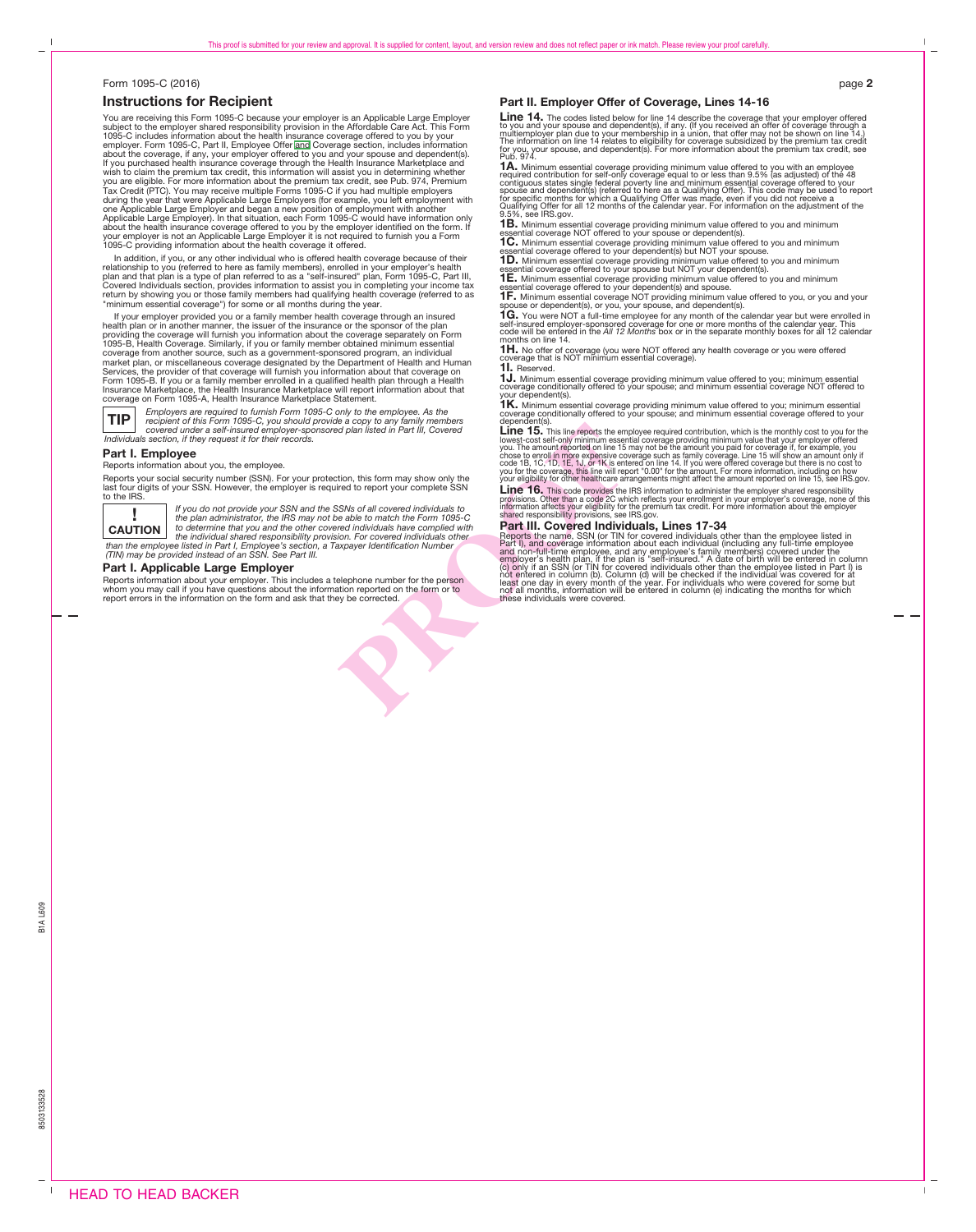## Instructions for Recipient

You are receiving this Form 1095-C because your employer is an Applicable Large Employer subject to the employer shared responsibility provision in the Affordable Care Act. This Form 1095-C includes information about the health insurance coverage offered to you by your employer. Form 1095-C, Part II, Employee Offer and Coverage section, includes information about the coverage, if any, your employer offered to you and your spouse and dependent(s). If you purchased health insurance coverage through the Health Insurance Marketplace and wish to claim the premium tax credit, this information will assist you in determining whether you are eligible. For more information about the premium tax credit, see Pub. 974, Premium Tax Credit (PTC). You may receive multiple Forms 1095-C if you had multiple employers during the year that were Applicable Large Employers (for example, you left employment with one Applicable Large Employer and began a new position of employment with another Applicable Large Employer). In that situation, each Form 1095-C would have information only about the health insurance coverage offered to you by the employer identified on the form. If your employer is not an Applicable Large Employer it is not required to furnish you a Form 1095-C providing information about the health coverage it offered.

In addition, if you, or any other individual who is offered health coverage because of their relationship to you (referred to here as family members), enrolled in your employer's health plan and that plan is a type of plan referred to as a "self-insured" plan, Form 1095-C, Part III, Covered Individuals section, provides information to assist you in completing your income tax return by showing you or those family members had qualifying health coverage (referred to as "minimum essential coverage") for some or all months during the year.

If your employer provided you or a family member health coverage through an insured health plan or in another manner, the issuer of the insurance or the sponsor of the plan providing the coverage will furnish you information about the coverage separately on Form 1095-B, Health Coverage. Similarly, if you or family member obtained minimum essential coverage from another source, such as a government-sponsored program, an individual market plan, or miscellaneous coverage designated by the Department of Health and Human Services, the provider of that coverage will furnish you information about that coverage on Form 1095-B. If you or a family member enrolled in a qualified health plan through a Health Insurance Marketplace, the Health Insurance Marketplace will report information about that coverage on Form 1095-A, Health Insurance Marketplace Statement.

**TIP** *Employers are required to furnish Form 1095-C only to the employee. As the recipient of this Form 1095-C, you should provide a copy to any family members covered under a self-insured employer-sponsored plan listed in Part III, Covered Individuals section, if they request it for their records.*

### Part I. Employee

Reports information about you, the employee.

Reports your social security number (SSN). For your protection, this form may show only the last four digits of your SSN. However, the employer is required to report your complete SSN to the IRS.

**! CAUTION** *If you do not provide your SSN and the SSNs of all covered individuals to the plan administrator, the IRS may not be able to match the Form 1095-C to determine that you and the other covered individuals have complied with the individual shared responsibility provision. For covered individuals other than the employee listed in Part I, Employee's section, a Taxpayer Identification Number (TIN) may be provided instead of an SSN. See Part III.*

### Part I. Applicable Large Employer

Reports information about your employer. This includes a telephone number for the person whom you may call if you have questions about the information reported on the form or to report errors in the information on the form and ask that they be corrected.

### Part II. Employer Offer of Coverage, Lines 14-16

**Line 14.** The codes listed below for line 14 describe the coverage that your employer offered to you and your spouse and dependent(s), if any. (If you received an offer of coverage through a multiemployer plan due to your membership in a union, that offer may not be shown on line 14.) The information on line 14 relates to eligibility for coverage subsidized by the premium tax credit for you, your spouse, and dependent(s). For more information about the premium tax credit, see Pub. 974.

**1A.** Minimum essential coverage providing minimum value offered to you with an employee required contribution for self-only coverage equal to or less than 9.5% (as adjusted) of the 48 contiguous states single federal poverty line and minimum essential coverage offered to your spouse and dependent(s) (referred to here as a Qualifying Offer). This code may be used to report for specific months for which a Qualifying Offer was made, even if you did not receive a Qualifying Offer for all 12 months of the calendar year. For information on the adjustment of the 9.5%, see IRS.gov.

**1B.** Minimum essential coverage providing minimum value offered to you and minimum essential coverage NOT offered to your spouse or dependent(s).

**1C.** Minimum essential coverage providing minimum value offered to you and minimum essential coverage offered to your dependent(s) but NOT your spouse.

**1D.** Minimum essential coverage providing minimum value offered to you and minimum essential coverage offered to your spouse but NOT your dependent(s).

**1E.** Minimum essential coverage providing minimum value offered to you and minimum essential coverage offered to your dependent(s) and spouse.

**1F.** Minimum essential coverage NOT providing minimum value offered to you, or you and your spouse or dependent(s), or you, your spouse, and dependent(s).

**1G.** You were NOT a full-time employee for any month of the calendar year but were enrolled in self-insured employer-sponsored coverage for one or more months of the calendar year. This code will be entered in the *All 12 Months* box or in the separate monthly boxes for all 12 calendar months on line 14.

**1H.** No offer of coverage (you were NOT offered any health coverage or you were offered coverage that is NOT minimum essential coverage).

**1I.** Reserved.

**1J.** Minimum essential coverage providing minimum value offered to you; minimum essential coverage conditionally offered to your spouse; and minimum essential coverage NOT offered to your dependent(s).

**1K.** Minimum essential coverage providing minimum value offered to you; minimum essential coverage conditionally offered to your spouse; and minimum essential coverage offered to your dependent(s).

**Line 15.** This line reports the employee required contribution, which is the monthly cost to you for the lowest-cost self-only minimum essential coverage providing minimum value that your employer offered you. The amount reported on line 15 may not be the amount you paid for coverage if, for example, you chose to enroll in more expensive coverage such as family coverage. Line 15 will show an amount only if code 1B, 1C, 1D, 1E, 1J, or 1K is entered on line 14. If you were offered coverage but there is no cost to you for the coverage, this line will report "0.00" for the amount. For more information, including on how your eligibility for other healthcare arrangements might affect the amount reported on line 15, see IRS.gov.

**Line 16.** This code provides the IRS information to administer the employer shared responsibility provisions. Other than a code 2C which reflects your enrollment in your employer's coverage, none of this information affects your eligibility for the premium tax credit. For more information about the employer shared responsibility provisions, see IRS.gov.

### Part III. Covered Individuals, Lines 17-34

Reports the name, SSN (or TIN for covered individuals other than the employee listed in Part I), and coverage information about each individual (including any full-time employee and non-full-time employee, and any employee's family members) covered under the employer's health plan, if the plan is "self-insured." A date of birth will be entered in column (c) only if an SSN (or TIN for covered individuals other than the employee listed in Part I) is not entered in column (b). Column (d) will be checked if the individual was covered for at least one day in every month of the year. For individuals who were covered for some but not all months, information will be entered in column (e) indicating the months for which these individuals were covered.